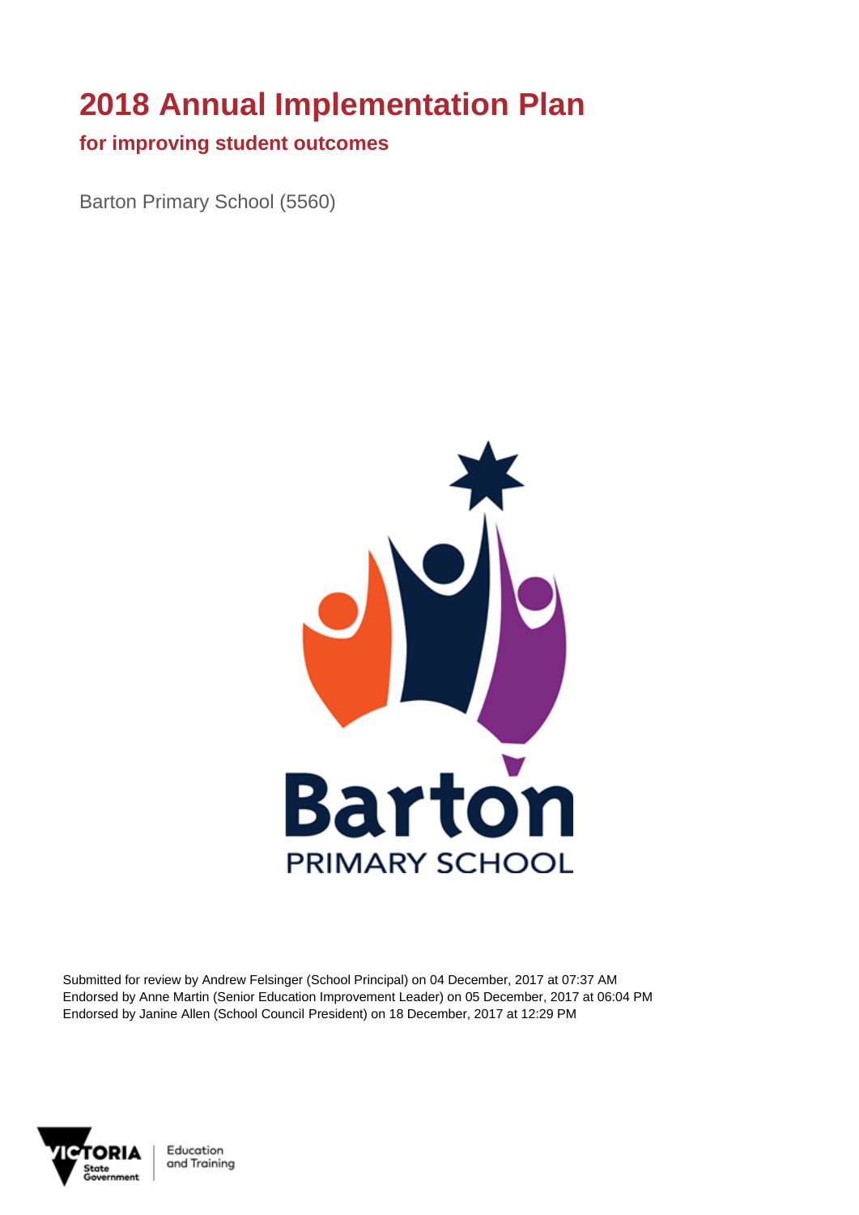# 2018 Annual Implementation Plan

## for improving student outcomes

Barton Primary School (5560)

Submitted for review by Andrew Felsinger (School Principal) on 04 December, 2017 at 07:37 AM
Endorsed by Anne Martin (Senior Education Improvement Leader) on 05 December, 2017 at 06:04 PM
Endorsed by Janine Allen (School Council President) on 18 December, 2017 at 12:29 PM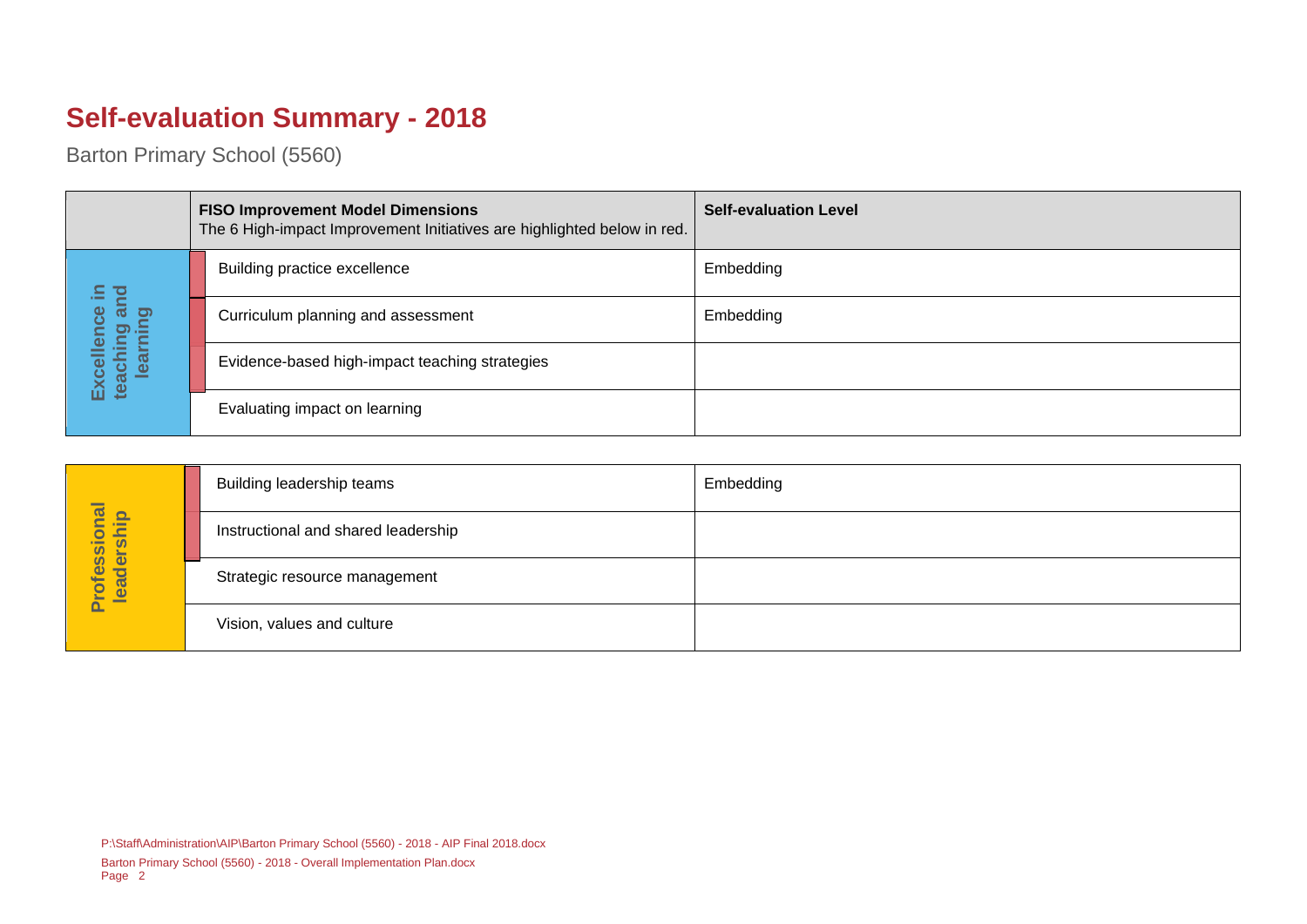# Self-evaluation Summary - 2018

Barton Primary School (5560)

| | FISO Improvement Model Dimensions<br>The 6 High-impact Improvement Initiatives are highlighted below in red. | Self-evaluation Level |
|---|---|---|
| Excellence in teaching and learning | Building practice excellence | Embedding |
| | Curriculum planning and assessment | Embedding |
| | Evidence-based high-impact teaching strategies | |
| | Evaluating impact on learning | |

| | | |
|---|---|---|
| Professional leadership | Building leadership teams | Embedding |
| | Instructional and shared leadership | |
| | Strategic resource management | |
| | Vision, values and culture | |

P:\Staff\Administration\AIP\Barton Primary School (5560) - 2018 - AIP Final 2018.docx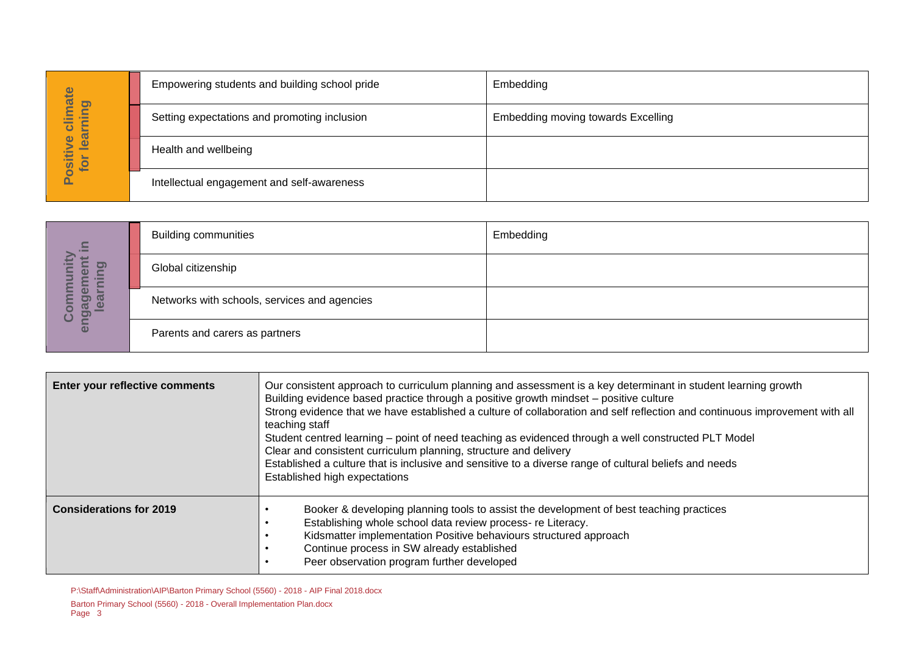| Positive climate for learning | | |
|---|---|---|
| | Empowering students and building school pride | Embedding |
| | Setting expectations and promoting inclusion | Embedding moving towards Excelling |
| | Health and wellbeing | |
| | Intellectual engagement and self-awareness | |

| Community engagement in learning | | |
|---|---|---|
| | Building communities | Embedding |
| | Global citizenship | |
| | Networks with schools, services and agencies | |
| | Parents and carers as partners | |

| | |
|---|---|
| **Enter your reflective comments** | Our consistent approach to curriculum planning and assessment is a key determinant in student learning growth<br>Building evidence based practice through a positive growth mindset – positive culture<br>Strong evidence that we have established a culture of collaboration and self reflection and continuous improvement with all teaching staff<br>Student centred learning – point of need teaching as evidenced through a well constructed PLT Model<br>Clear and consistent curriculum planning, structure and delivery<br>Established a culture that is inclusive and sensitive to a diverse range of cultural beliefs and needs<br>Established high expectations |
| **Considerations for 2019** | • Booker & developing planning tools to assist the development of best teaching practices<br>• Establishing whole school data review process- re Literacy.<br>• Kidsmatter implementation Positive behaviours structured approach<br>• Continue process in SW already established<br>• Peer observation program further developed |

P:\Staff\Administration\AIP\Barton Primary School (5560) - 2018 - AIP Final 2018.docx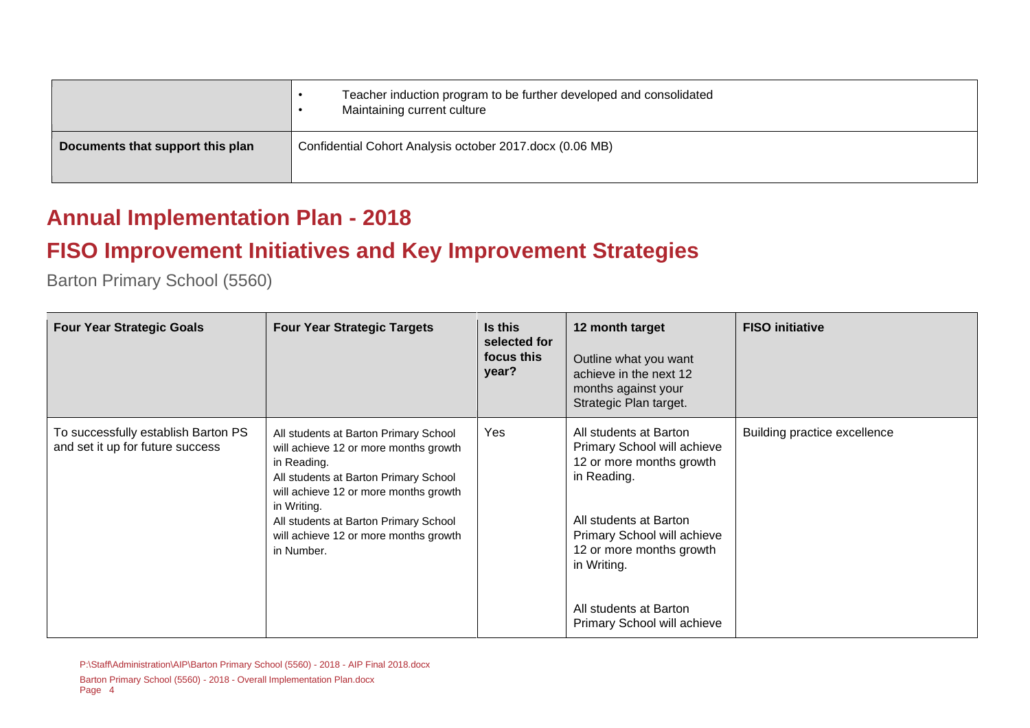| | |
|---|---|
| | • Teacher induction program to be further developed and consolidated<br>• Maintaining current culture |
| **Documents that support this plan** | Confidential Cohort Analysis october 2017.docx (0.06 MB) |

## Annual Implementation Plan - 2018

## FISO Improvement Initiatives and Key Improvement Strategies

Barton Primary School (5560)

| Four Year Strategic Goals | Four Year Strategic Targets | Is this selected for focus this year? | 12 month target<br>Outline what you want achieve in the next 12 months against your Strategic Plan target. | FISO initiative |
|---|---|---|---|---|
| To successfully establish Barton PS and set it up for future success | All students at Barton Primary School will achieve 12 or more months growth in Reading.<br>All students at Barton Primary School will achieve 12 or more months growth in Writing.<br>All students at Barton Primary School will achieve 12 or more months growth in Number. | Yes | All students at Barton Primary School will achieve 12 or more months growth in Reading.<br><br>All students at Barton Primary School will achieve 12 or more months growth in Writing.<br><br>All students at Barton Primary School will achieve | Building practice excellence |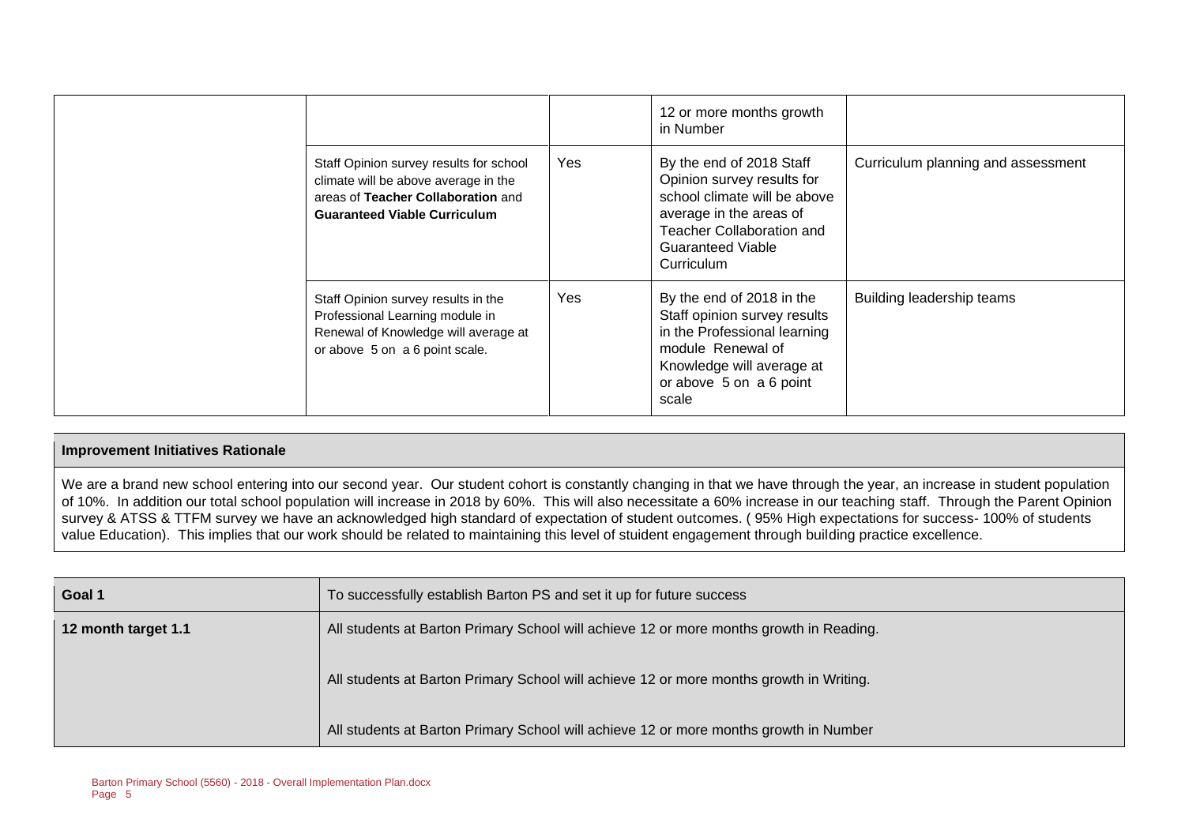| | | | | |
|---|---|---|---|---|
| | | | 12 or more months growth in Number | |
| | Staff Opinion survey results for school climate will be above average in the areas of **Teacher Collaboration** and **Guaranteed Viable Curriculum** | Yes | By the end of 2018 Staff Opinion survey results for school climate will be above average in the areas of Teacher Collaboration and Guaranteed Viable Curriculum | Curriculum planning and assessment |
| | Staff Opinion survey results in the Professional Learning module in Renewal of Knowledge will average at or above 5 on a 6 point scale. | Yes | By the end of 2018 in the Staff opinion survey results in the Professional learning module Renewal of Knowledge will average at or above 5 on a 6 point scale | Building leadership teams |

| **Improvement Initiatives Rationale** |
|---|
| We are a brand new school entering into our second year. Our student cohort is constantly changing in that we have through the year, an increase in student population of 10%. In addition our total school population will increase in 2018 by 60%. This will also necessitate a 60% increase in our teaching staff. Through the Parent Opinion survey & ATSS & TTFM survey we have an acknowledged high standard of expectation of student outcomes. ( 95% High expectations for success- 100% of students value Education). This implies that our work should be related to maintaining this level of stuident engagement through building practice excellence. |

| **Goal 1** | To successfully establish Barton PS and set it up for future success |
|---|---|
| **12 month target 1.1** | All students at Barton Primary School will achieve 12 or more months growth in Reading. |
| | All students at Barton Primary School will achieve 12 or more months growth in Writing. |
| | All students at Barton Primary School will achieve 12 or more months growth in Number |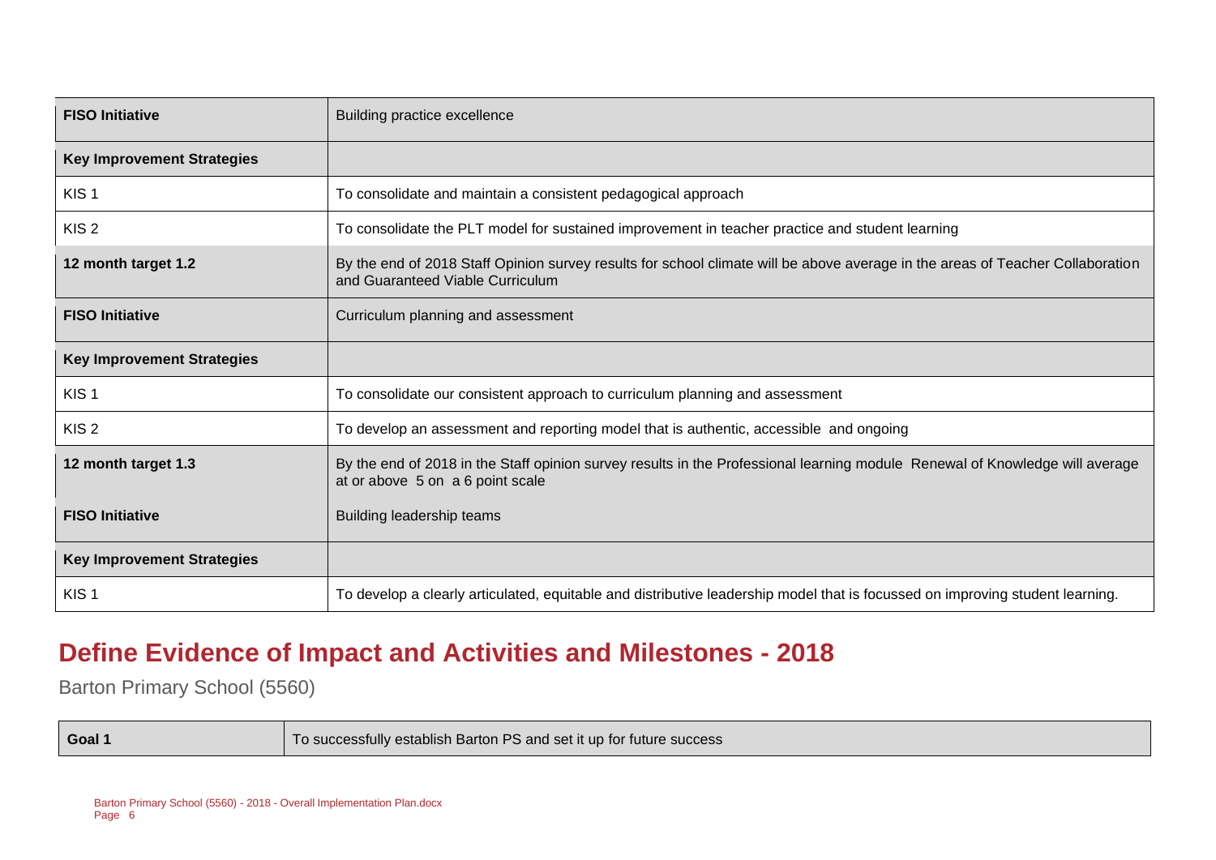| | |
|---|---|
| **FISO Initiative** | Building practice excellence |
| **Key Improvement Strategies** | |
| KIS 1 | To consolidate and maintain a consistent pedagogical approach |
| KIS 2 | To consolidate the PLT model for sustained improvement in teacher practice and student learning |
| **12 month target 1.2** | By the end of 2018 Staff Opinion survey results for school climate will be above average in the areas of Teacher Collaboration and Guaranteed Viable Curriculum |
| **FISO Initiative** | Curriculum planning and assessment |
| **Key Improvement Strategies** | |
| KIS 1 | To consolidate our consistent approach to curriculum planning and assessment |
| KIS 2 | To develop an assessment and reporting model that is authentic, accessible and ongoing |
| **12 month target 1.3** | By the end of 2018 in the Staff opinion survey results in the Professional learning module Renewal of Knowledge will average at or above 5 on a 6 point scale |
| **FISO Initiative** | Building leadership teams |
| **Key Improvement Strategies** | |
| KIS 1 | To develop a clearly articulated, equitable and distributive leadership model that is focussed on improving student learning. |

## Define Evidence of Impact and Activities and Milestones - 2018

Barton Primary School (5560)

| | |
|---|---|
| **Goal 1** | To successfully establish Barton PS and set it up for future success |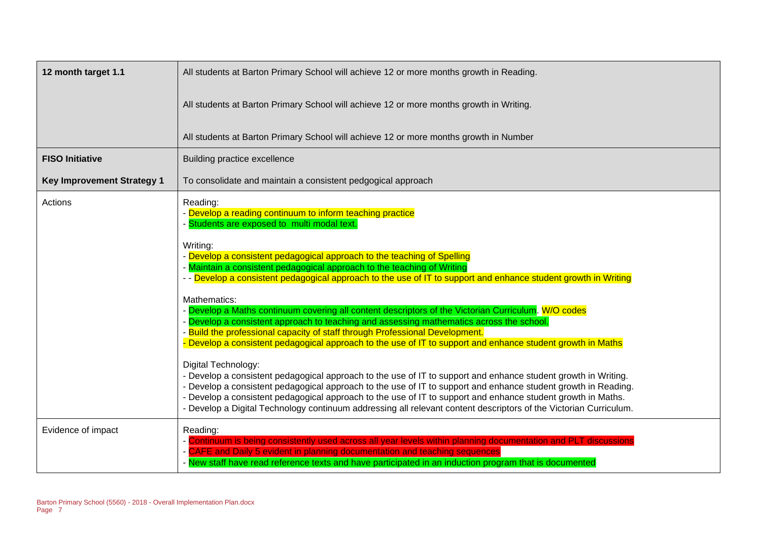| 12 month target 1.1 | All students at Barton Primary School will achieve 12 or more months growth in Reading.<br><br>All students at Barton Primary School will achieve 12 or more months growth in Writing.<br><br>All students at Barton Primary School will achieve 12 or more months growth in Number |
|---|---|
| **FISO Initiative** | Building practice excellence |
| **Key Improvement Strategy 1** | To consolidate and maintain a consistent pedgogical approach |
| Actions | Reading:<br>- Develop a reading continuum to inform teaching practice<br>- Students are exposed to multi modal text.<br><br>Writing:<br>- Develop a consistent pedagogical approach to the teaching of Spelling<br>- Maintain a consistent pedagogical approach to the teaching of Writing<br>- - Develop a consistent pedagogical approach to the use of IT to support and enhance student growth in Writing<br><br>Mathematics:<br>- Develop a Maths continuum covering all content descriptors of the Victorian Curriculum. W/O codes<br>- Develop a consistent approach to teaching and assessing mathematics across the school.<br>- Build the professional capacity of staff through Professional Development.<br>- Develop a consistent pedagogical approach to the use of IT to support and enhance student growth in Maths<br><br>Digital Technology:<br>- Develop a consistent pedagogical approach to the use of IT to support and enhance student growth in Writing.<br>- Develop a consistent pedagogical approach to the use of IT to support and enhance student growth in Reading.<br>- Develop a consistent pedagogical approach to the use of IT to support and enhance student growth in Maths.<br>- Develop a Digital Technology continuum addressing all relevant content descriptors of the Victorian Curriculum. |
| Evidence of impact | Reading:<br>- Continuum is being consistently used across all year levels within planning documentation and PLT discussions<br>- CAFE and Daily 5 evident in planning documentation and teaching sequences<br>- New staff have read reference texts and have participated in an induction program that is documented |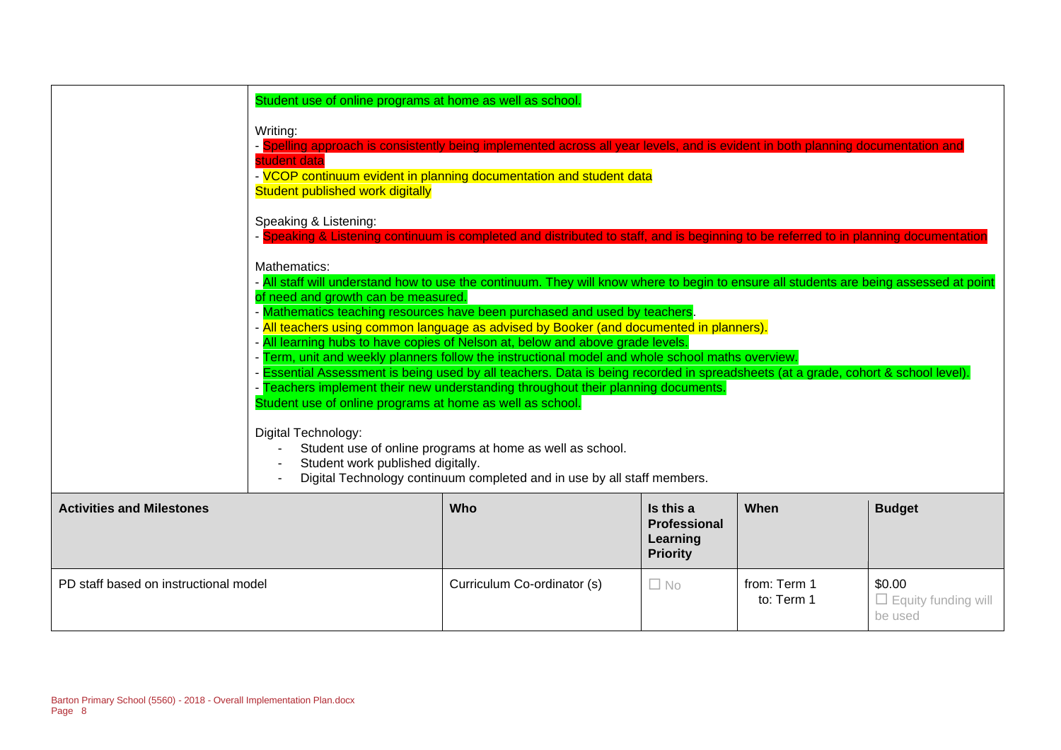| | Student use of online programs at home as well as school.<br><br>Writing:<br>- Spelling approach is consistently being implemented across all year levels, and is evident in both planning documentation and student data<br>- VCOP continuum evident in planning documentation and student data<br>Student published work digitally<br><br>Speaking & Listening:<br>- Speaking & Listening continuum is completed and distributed to staff, and is beginning to be referred to in planning documentation<br><br>Mathematics:<br>- All staff will understand how to use the continuum. They will know where to begin to ensure all students are being assessed at point of need and growth can be measured.<br>- Mathematics teaching resources have been purchased and used by teachers.<br>- All teachers using common language as advised by Booker (and documented in planners).<br>- All learning hubs to have copies of Nelson at, below and above grade levels.<br>- Term, unit and weekly planners follow the instructional model and whole school maths overview.<br>- Essential Assessment is being used by all teachers. Data is being recorded in spreadsheets (at a grade, cohort & school level).<br>- Teachers implement their new understanding throughout their planning documents.<br>Student use of online programs at home as well as school.<br><br>Digital Technology:<br>- Student use of online programs at home as well as school.<br>- Student work published digitally.<br>- Digital Technology continuum completed and in use by all staff members. |
|---|---|

| Activities and Milestones | Who | Is this a Professional Learning Priority | When | Budget |
|---|---|---|---|---|
| PD staff based on instructional model | Curriculum Co-ordinator (s) | ☐ No | from: Term 1<br>to: Term 1 | $0.00<br>☐ Equity funding will be used |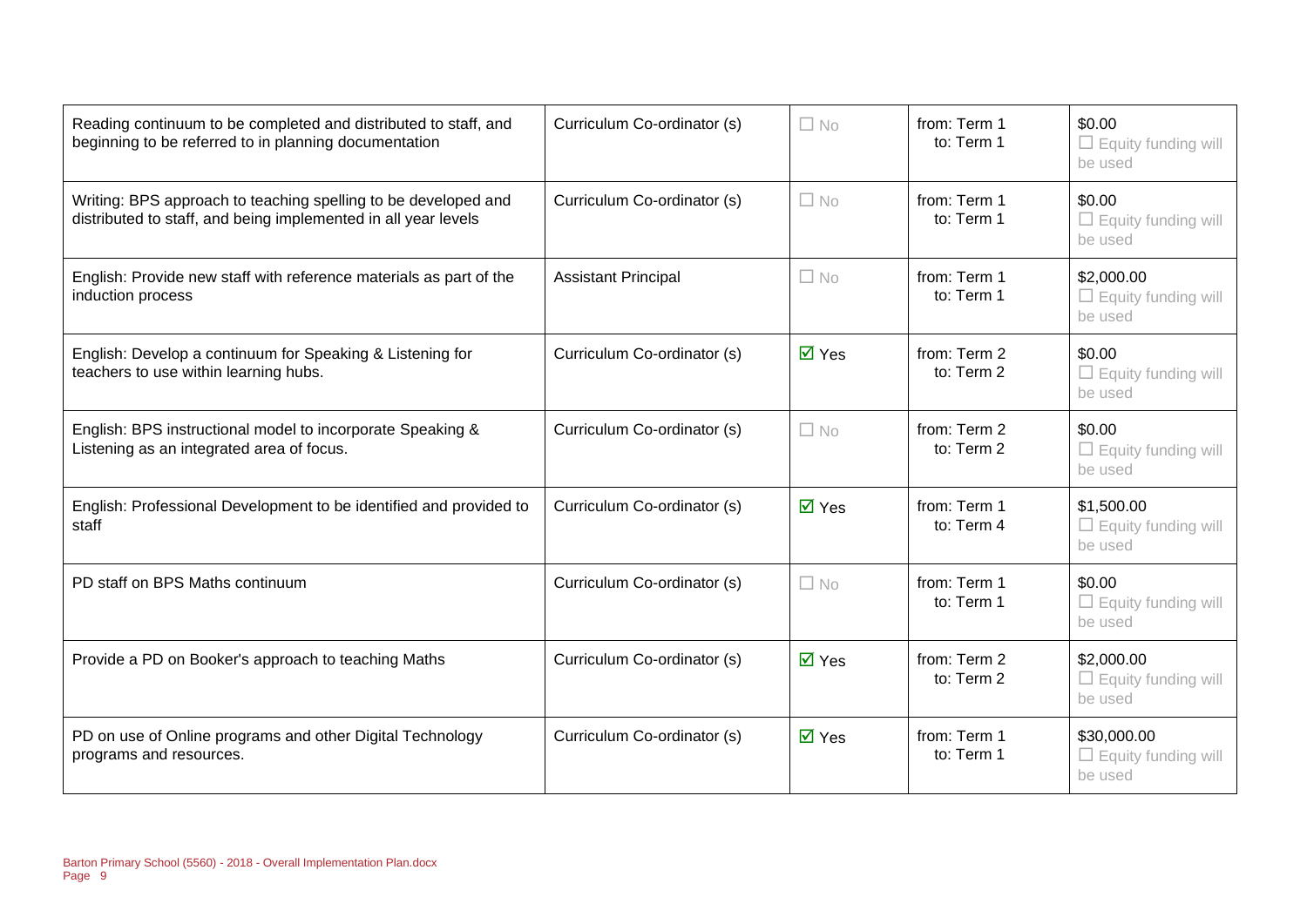| | | | | |
|---|---|---|---|---|
| Reading continuum to be completed and distributed to staff, and beginning to be referred to in planning documentation | Curriculum Co-ordinator (s) | ☐ No | from: Term 1<br>to: Term 1 | \$0.00<br>☐ Equity funding will be used |
| Writing: BPS approach to teaching spelling to be developed and distributed to staff, and being implemented in all year levels | Curriculum Co-ordinator (s) | ☐ No | from: Term 1<br>to: Term 1 | \$0.00<br>☐ Equity funding will be used |
| English: Provide new staff with reference materials as part of the induction process | Assistant Principal | ☐ No | from: Term 1<br>to: Term 1 | \$2,000.00<br>☐ Equity funding will be used |
| English: Develop a continuum for Speaking & Listening for teachers to use within learning hubs. | Curriculum Co-ordinator (s) | ☑ Yes | from: Term 2<br>to: Term 2 | \$0.00<br>☐ Equity funding will be used |
| English: BPS instructional model to incorporate Speaking & Listening as an integrated area of focus. | Curriculum Co-ordinator (s) | ☐ No | from: Term 2<br>to: Term 2 | \$0.00<br>☐ Equity funding will be used |
| English: Professional Development to be identified and provided to staff | Curriculum Co-ordinator (s) | ☑ Yes | from: Term 1<br>to: Term 4 | \$1,500.00<br>☐ Equity funding will be used |
| PD staff on BPS Maths continuum | Curriculum Co-ordinator (s) | ☐ No | from: Term 1<br>to: Term 1 | \$0.00<br>☐ Equity funding will be used |
| Provide a PD on Booker's approach to teaching Maths | Curriculum Co-ordinator (s) | ☑ Yes | from: Term 2<br>to: Term 2 | \$2,000.00<br>☐ Equity funding will be used |
| PD on use of Online programs and other Digital Technology programs and resources. | Curriculum Co-ordinator (s) | ☑ Yes | from: Term 1<br>to: Term 1 | \$30,000.00<br>☐ Equity funding will be used |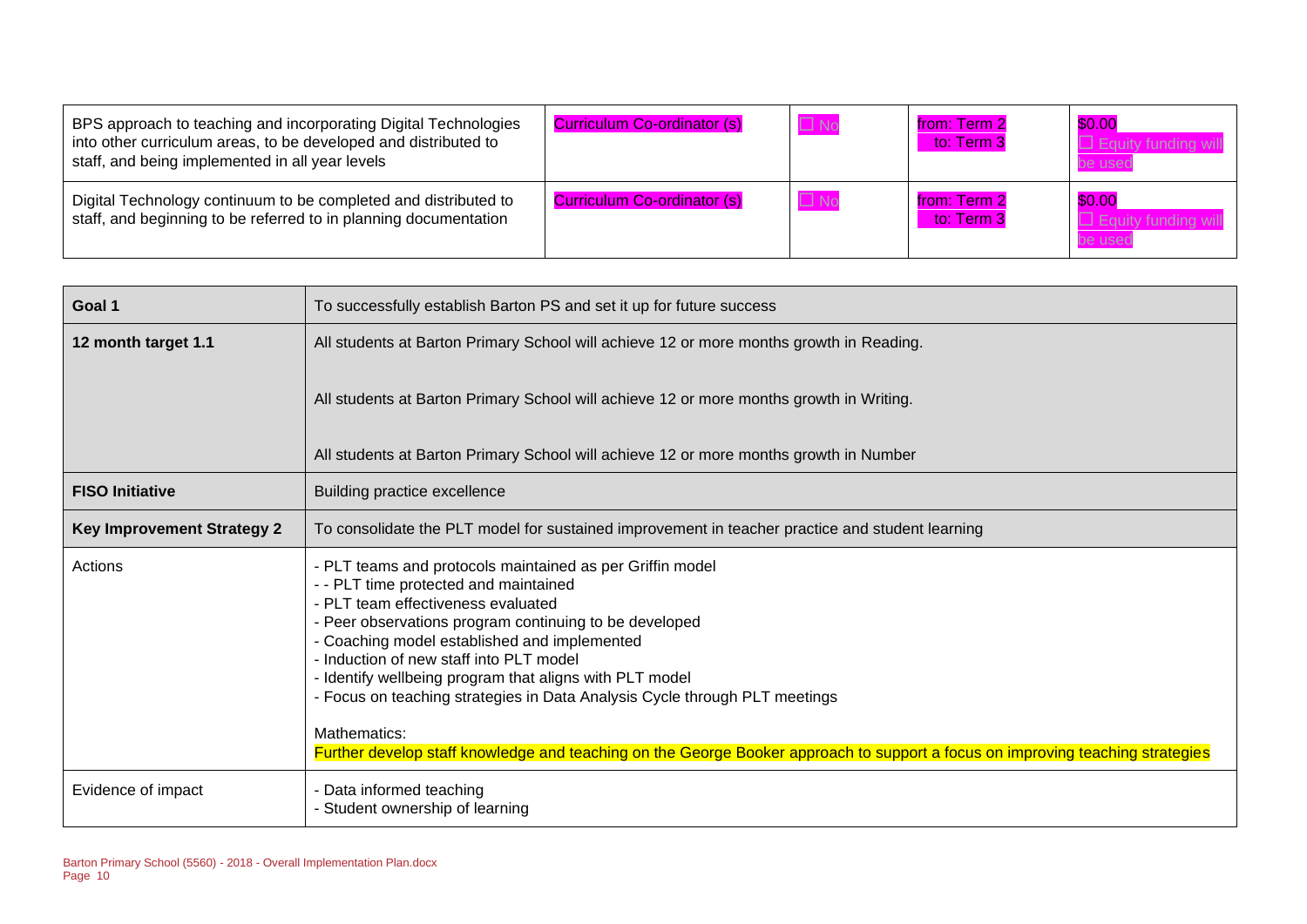| | | | | |
|---|---|---|---|---|
| BPS approach to teaching and incorporating Digital Technologies into other curriculum areas, to be developed and distributed to staff, and being implemented in all year levels | Curriculum Co-ordinator (s) | ☐ No | from: Term 2<br>to: Term 3 | $0.00<br>☐ Equity funding will be used |
| Digital Technology continuum to be completed and distributed to staff, and beginning to be referred to in planning documentation | Curriculum Co-ordinator (s) | ☐ No | from: Term 2<br>to: Term 3 | $0.00<br>☐ Equity funding will be used |

| | |
|---|---|
| **Goal 1** | To successfully establish Barton PS and set it up for future success |
| **12 month target 1.1** | All students at Barton Primary School will achieve 12 or more months growth in Reading.<br><br>All students at Barton Primary School will achieve 12 or more months growth in Writing.<br><br>All students at Barton Primary School will achieve 12 or more months growth in Number |
| **FISO Initiative** | Building practice excellence |
| **Key Improvement Strategy 2** | To consolidate the PLT model for sustained improvement in teacher practice and student learning |
| Actions | - PLT teams and protocols maintained as per Griffin model<br>- - PLT time protected and maintained<br>- PLT team effectiveness evaluated<br>- Peer observations program continuing to be developed<br>- Coaching model established and implemented<br>- Induction of new staff into PLT model<br>- Identify wellbeing program that aligns with PLT model<br>- Focus on teaching strategies in Data Analysis Cycle through PLT meetings<br><br>Mathematics:<br>Further develop staff knowledge and teaching on the George Booker approach to support a focus on improving teaching strategies |
| Evidence of impact | - Data informed teaching<br>- Student ownership of learning |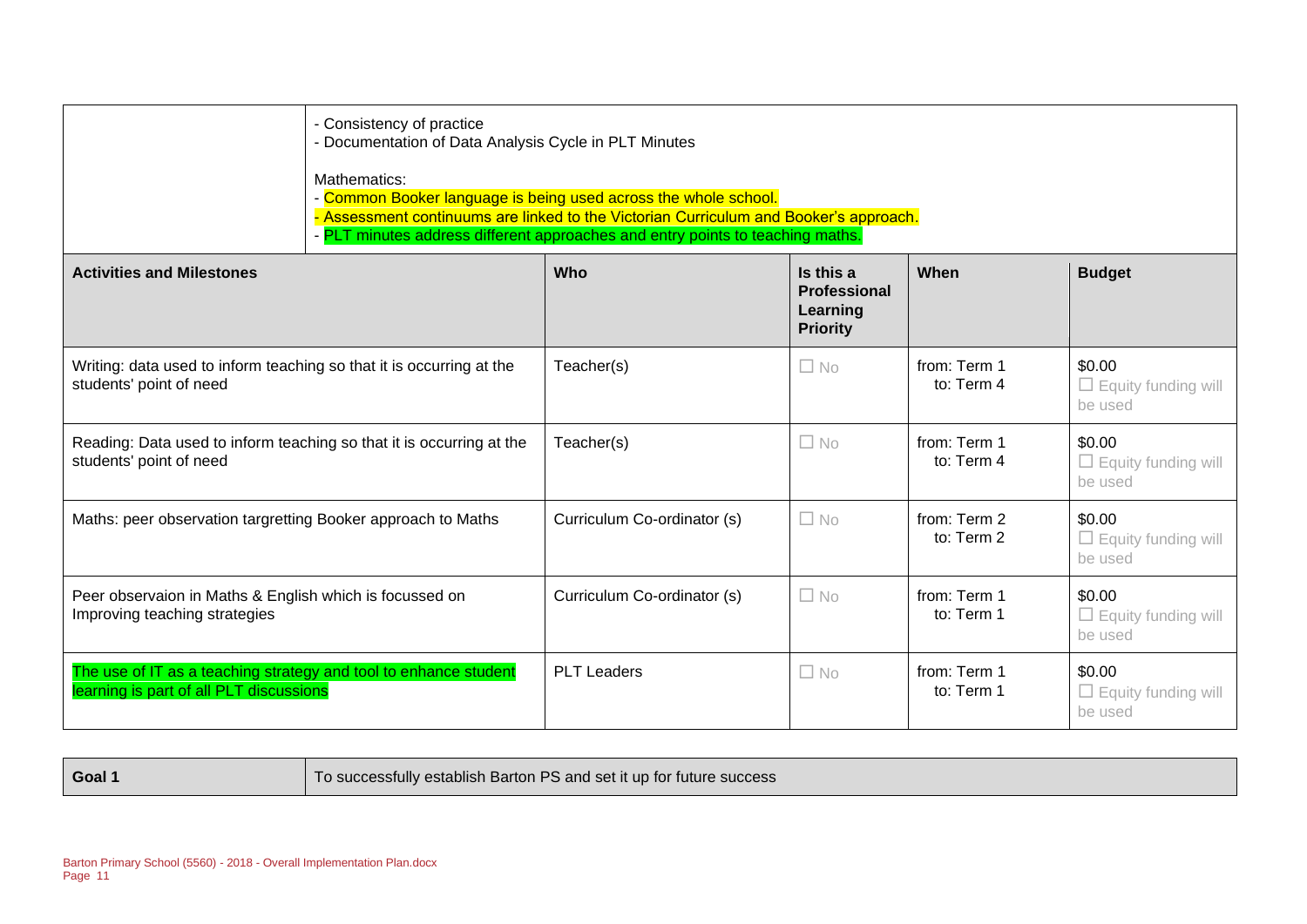| | |
|---|---|
| | - Consistency of practice<br>- Documentation of Data Analysis Cycle in PLT Minutes<br><br>Mathematics:<br>- Common Booker language is being used across the whole school.<br>- Assessment continuums are linked to the Victorian Curriculum and Booker's approach.<br>- PLT minutes address different approaches and entry points to teaching maths. |

| Activities and Milestones | Who | Is this a Professional Learning Priority | When | Budget |
|---|---|---|---|---|
| Writing: data used to inform teaching so that it is occurring at the students' point of need | Teacher(s) | ☐ No | from: Term 1<br>to: Term 4 | $0.00<br>☐ Equity funding will be used |
| Reading: Data used to inform teaching so that it is occurring at the students' point of need | Teacher(s) | ☐ No | from: Term 1<br>to: Term 4 | $0.00<br>☐ Equity funding will be used |
| Maths: peer observation targretting Booker approach to Maths | Curriculum Co-ordinator (s) | ☐ No | from: Term 2<br>to: Term 2 | $0.00<br>☐ Equity funding will be used |
| Peer observaion in Maths & English which is focussed on Improving teaching strategies | Curriculum Co-ordinator (s) | ☐ No | from: Term 1<br>to: Term 1 | $0.00<br>☐ Equity funding will be used |
| The use of IT as a teaching strategy and tool to enhance student learning is part of all PLT discussions | PLT Leaders | ☐ No | from: Term 1<br>to: Term 1 | $0.00<br>☐ Equity funding will be used |

| Goal 1 | To successfully establish Barton PS and set it up for future success |
|---|---|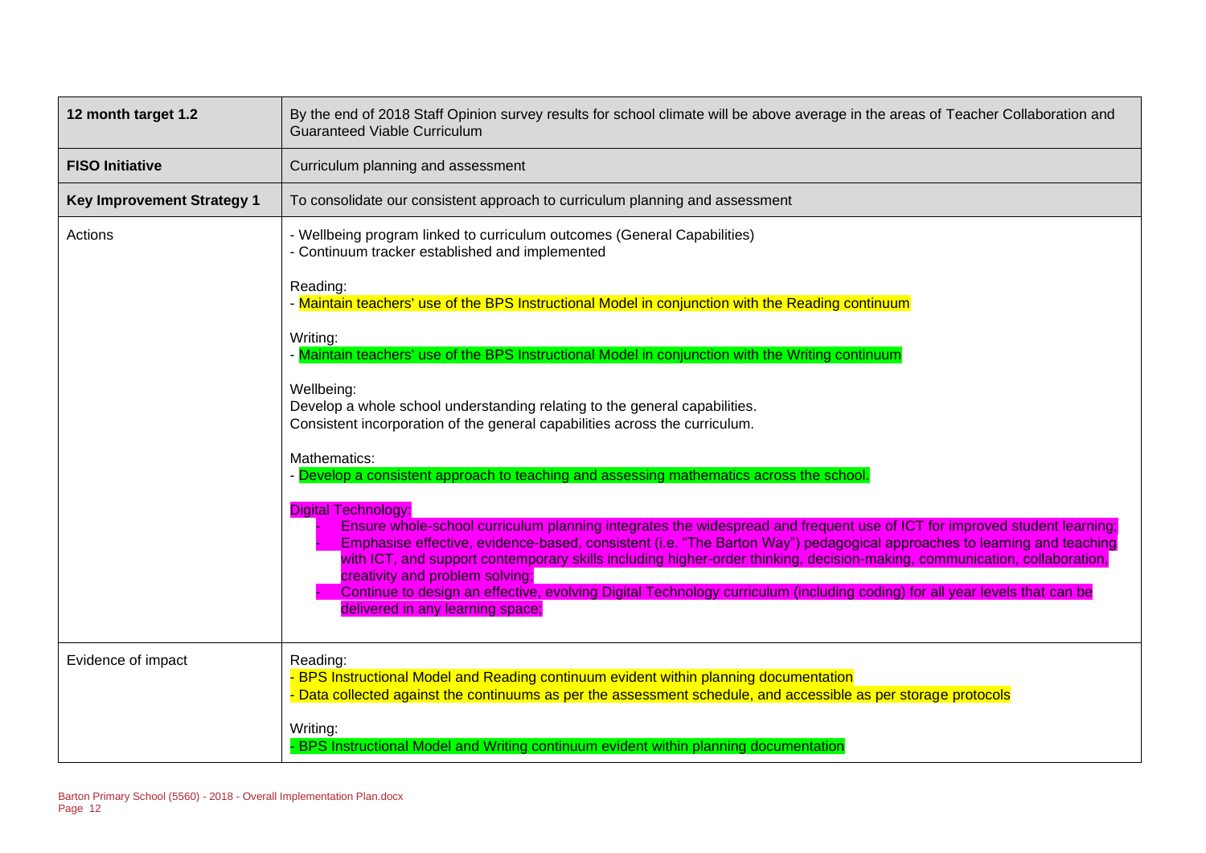| 12 month target 1.2 | By the end of 2018 Staff Opinion survey results for school climate will be above average in the areas of Teacher Collaboration and Guaranteed Viable Curriculum |
|---|---|
| **FISO Initiative** | Curriculum planning and assessment |
| **Key Improvement Strategy 1** | To consolidate our consistent approach to curriculum planning and assessment |
| Actions | - Wellbeing program linked to curriculum outcomes (General Capabilities)<br>- Continuum tracker established and implemented<br><br>Reading:<br>- Maintain teachers' use of the BPS Instructional Model in conjunction with the Reading continuum<br><br>Writing:<br>- Maintain teachers' use of the BPS Instructional Model in conjunction with the Writing continuum<br><br>Wellbeing:<br>Develop a whole school understanding relating to the general capabilities.<br>Consistent incorporation of the general capabilities across the curriculum.<br><br>Mathematics:<br>- Develop a consistent approach to teaching and assessing mathematics across the school.<br><br>Digital Technology:<br>- Ensure whole-school curriculum planning integrates the widespread and frequent use of ICT for improved student learning;<br>- Emphasise effective, evidence-based, consistent (i.e. "The Barton Way") pedagogical approaches to learning and teaching with ICT, and support contemporary skills including higher-order thinking, decision-making, communication, collaboration, creativity and problem solving;<br>- Continue to design an effective, evolving Digital Technology curriculum (including coding) for all year levels that can be delivered in any learning space; |
| Evidence of impact | Reading:<br>- BPS Instructional Model and Reading continuum evident within planning documentation<br>- Data collected against the continuums as per the assessment schedule, and accessible as per storage protocols<br><br>Writing:<br>- BPS Instructional Model and Writing continuum evident within planning documentation |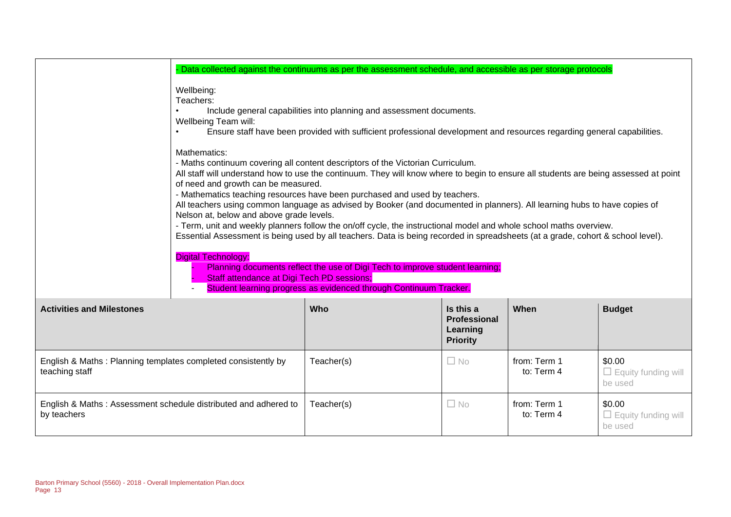|  | - Data collected against the continuums as per the assessment schedule, and accessible as per storage protocols<br><br>Wellbeing:<br>Teachers:<br>• Include general capabilities into planning and assessment documents.<br>Wellbeing Team will:<br>• Ensure staff have been provided with sufficient professional development and resources regarding general capabilities.<br><br>Mathematics:<br>- Maths continuum covering all content descriptors of the Victorian Curriculum.<br>All staff will understand how to use the continuum. They will know where to begin to ensure all students are being assessed at point of need and growth can be measured.<br>- Mathematics teaching resources have been purchased and used by teachers.<br>All teachers using common language as advised by Booker (and documented in planners). All learning hubs to have copies of Nelson at, below and above grade levels.<br>- Term, unit and weekly planners follow the on/off cycle, the instructional model and whole school maths overview.<br>Essential Assessment is being used by all teachers. Data is being recorded in spreadsheets (at a grade, cohort & school level).<br><br>Digital Technology:<br>- Planning documents reflect the use of Digi Tech to improve student learning;<br>- Staff attendance at Digi Tech PD sessions;<br>- Student learning progress as evidenced through Continuum Tracker. |

| Activities and Milestones | Who | Is this a Professional Learning Priority | When | Budget |
|---|---|---|---|---|
| English & Maths : Planning templates completed consistently by teaching staff | Teacher(s) | ☐ No | from: Term 1<br>to: Term 4 | $0.00<br>☐ Equity funding will be used |
| English & Maths : Assessment schedule distributed and adhered to by teachers | Teacher(s) | ☐ No | from: Term 1<br>to: Term 4 | $0.00<br>☐ Equity funding will be used |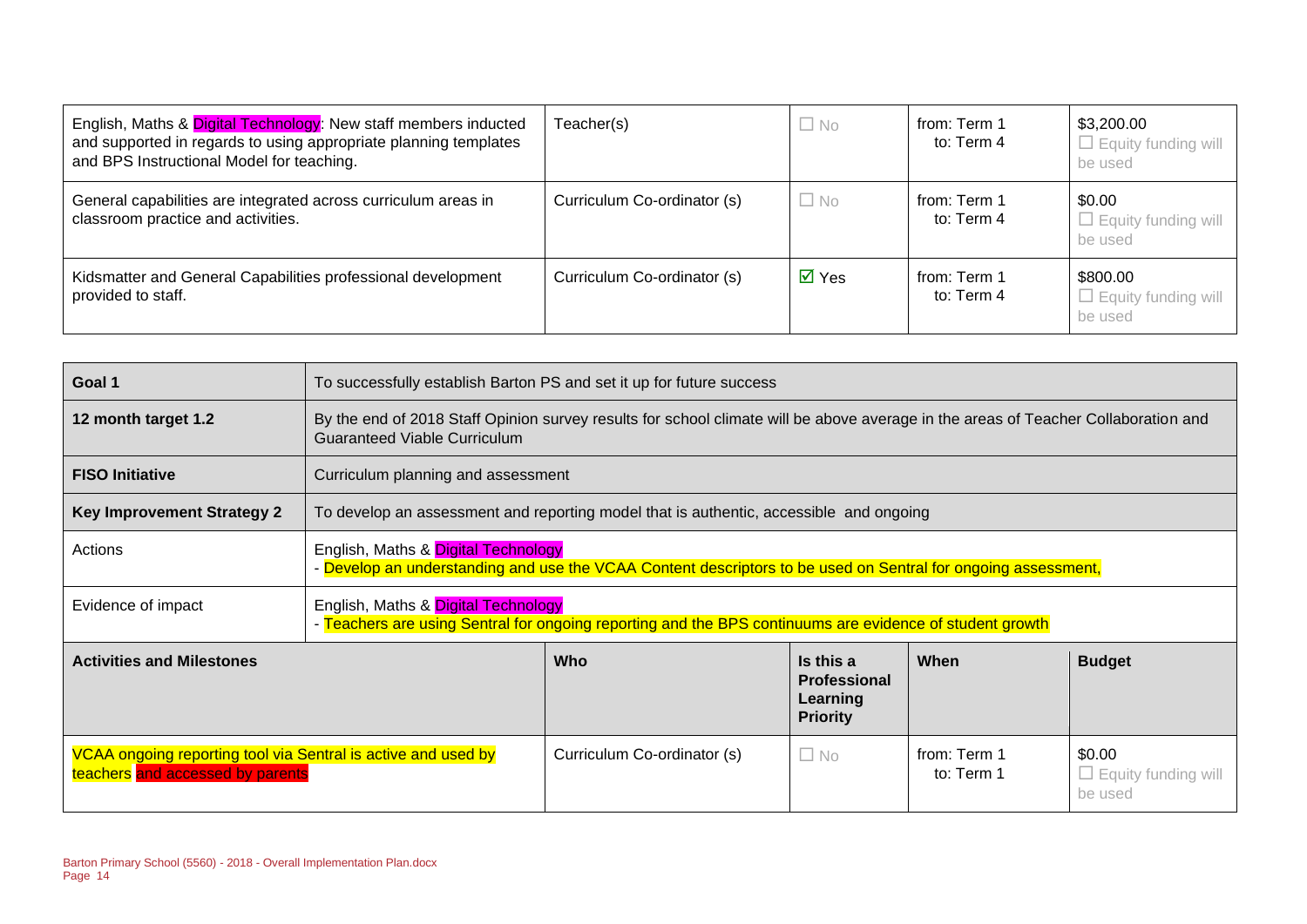| English, Maths & Digital Technology: New staff members inducted and supported in regards to using appropriate planning templates and BPS Instructional Model for teaching. | Teacher(s) | ☐ No | from: Term 1<br>to: Term 4 | $3,200.00<br>☐ Equity funding will be used |
|---|---|---|---|---|
| General capabilities are integrated across curriculum areas in classroom practice and activities. | Curriculum Co-ordinator (s) | ☐ No | from: Term 1<br>to: Term 4 | $0.00<br>☐ Equity funding will be used |
| Kidsmatter and General Capabilities professional development provided to staff. | Curriculum Co-ordinator (s) | ☑ Yes | from: Term 1<br>to: Term 4 | $800.00<br>☐ Equity funding will be used |

| **Goal 1** | To successfully establish Barton PS and set it up for future success | | | |
|---|---|---|---|---|
| **12 month target 1.2** | By the end of 2018 Staff Opinion survey results for school climate will be above average in the areas of Teacher Collaboration and Guaranteed Viable Curriculum | | | |
| **FISO Initiative** | Curriculum planning and assessment | | | |
| **Key Improvement Strategy 2** | To develop an assessment and reporting model that is authentic, accessible and ongoing | | | |
| Actions | English, Maths & Digital Technology<br>- Develop an understanding and use the VCAA Content descriptors to be used on Sentral for ongoing assessment, | | | |
| Evidence of impact | English, Maths & Digital Technology<br>- Teachers are using Sentral for ongoing reporting and the BPS continuums are evidence of student growth | | | |
| **Activities and Milestones** | **Who** | **Is this a Professional Learning Priority** | **When** | **Budget** |
| VCAA ongoing reporting tool via Sentral is active and used by teachers and accessed by parents | Curriculum Co-ordinator (s) | ☐ No | from: Term 1<br>to: Term 1 | $0.00<br>☐ Equity funding will be used |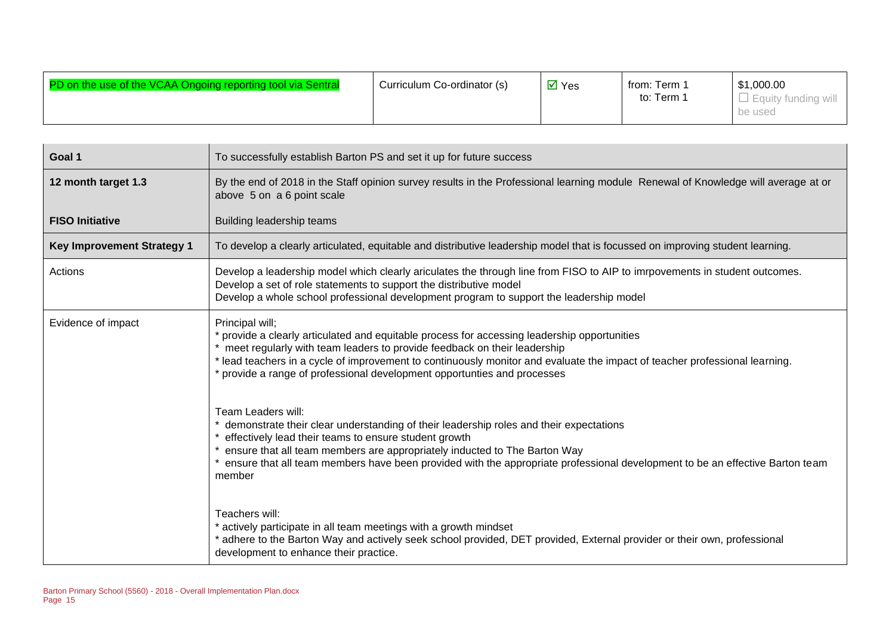| PD on the use of the VCAA Ongoing reporting tool via Sentral | Curriculum Co-ordinator (s) | ☑ Yes | from: Term 1<br>to: Term 1 | $1,000.00<br>☐ Equity funding will be used |
|---|---|---|---|---|

| Goal 1 | To successfully establish Barton PS and set it up for future success |
|---|---|
| **12 month target 1.3** | By the end of 2018 in the Staff opinion survey results in the Professional learning module Renewal of Knowledge will average at or above 5 on a 6 point scale |
| **FISO Initiative** | Building leadership teams |
| **Key Improvement Strategy 1** | To develop a clearly articulated, equitable and distributive leadership model that is focussed on improving student learning. |
| Actions | Develop a leadership model which clearly ariculates the through line from FISO to AIP to imrpovements in student outcomes.<br>Develop a set of role statements to support the distributive model<br>Develop a whole school professional development program to support the leadership model |
| Evidence of impact | Principal will;<br>* provide a clearly articulated and equitable process for accessing leadership opportunities<br>* meet regularly with team leaders to provide feedback on their leadership<br>* lead teachers in a cycle of improvement to continuously monitor and evaluate the impact of teacher professional learning.<br>* provide a range of professional development opportunties and processes<br><br>Team Leaders will:<br>* demonstrate their clear understanding of their leadership roles and their expectations<br>* effectively lead their teams to ensure student growth<br>* ensure that all team members are appropriately inducted to The Barton Way<br>* ensure that all team members have been provided with the appropriate professional development to be an effective Barton team member<br><br>Teachers will:<br>* actively participate in all team meetings with a growth mindset<br>* adhere to the Barton Way and actively seek school provided, DET provided, External provider or their own, professional development to enhance their practice. |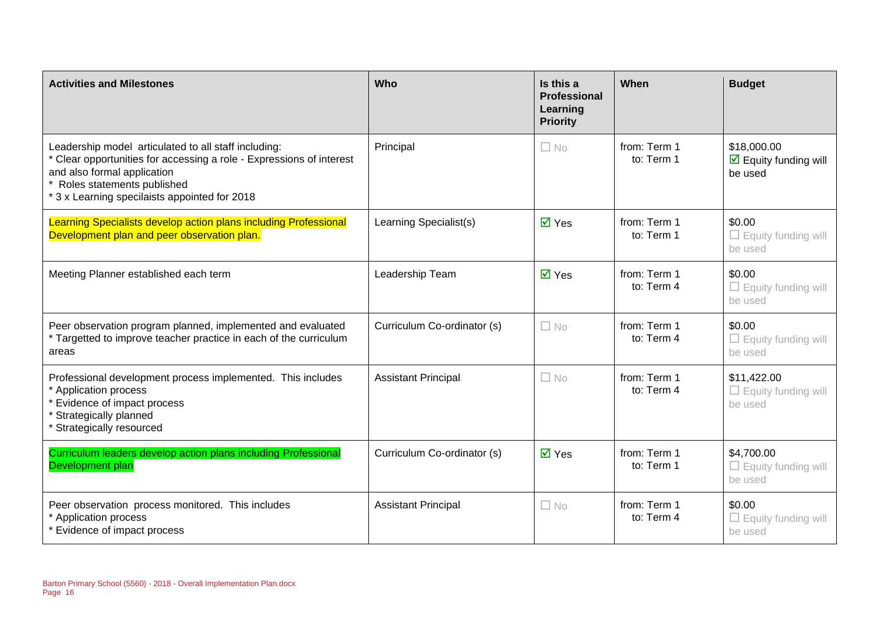| Activities and Milestones | Who | Is this a Professional Learning Priority | When | Budget |
|---|---|---|---|---|
| Leadership model articulated to all staff including:<br>* Clear opportunities for accessing a role - Expressions of interest and also formal application<br>* Roles statements published<br>* 3 x Learning specilaists appointed for 2018 | Principal | ☐ No | from: Term 1<br>to: Term 1 | $18,000.00<br>☑ Equity funding will be used |
| Learning Specialists develop action plans including Professional Development plan and peer observation plan. | Learning Specialist(s) | ☑ Yes | from: Term 1<br>to: Term 1 | $0.00<br>☐ Equity funding will be used |
| Meeting Planner established each term | Leadership Team | ☑ Yes | from: Term 1<br>to: Term 4 | $0.00<br>☐ Equity funding will be used |
| Peer observation program planned, implemented and evaluated<br>* Targetted to improve teacher practice in each of the curriculum areas | Curriculum Co-ordinator (s) | ☐ No | from: Term 1<br>to: Term 4 | $0.00<br>☐ Equity funding will be used |
| Professional development process implemented. This includes<br>* Application process<br>* Evidence of impact process<br>* Strategically planned<br>* Strategically resourced | Assistant Principal | ☐ No | from: Term 1<br>to: Term 4 | $11,422.00<br>☐ Equity funding will be used |
| Curriculum leaders develop action plans including Professional Development plan | Curriculum Co-ordinator (s) | ☑ Yes | from: Term 1<br>to: Term 1 | $4,700.00<br>☐ Equity funding will be used |
| Peer observation process monitored. This includes<br>* Application process<br>* Evidence of impact process | Assistant Principal | ☐ No | from: Term 1<br>to: Term 4 | $0.00<br>☐ Equity funding will be used |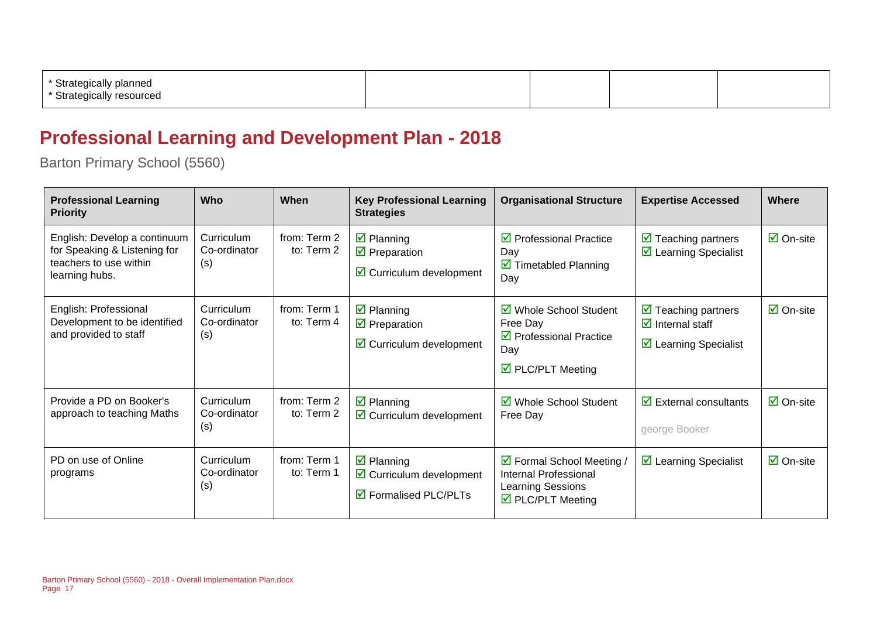| * Strategically planned<br>* Strategically resourced | | | | |
|---|---|---|---|---|

## Professional Learning and Development Plan - 2018

Barton Primary School (5560)

| Professional Learning Priority | Who | When | Key Professional Learning Strategies | Organisational Structure | Expertise Accessed | Where |
|---|---|---|---|---|---|---|
| English: Develop a continuum for Speaking & Listening for teachers to use within learning hubs. | Curriculum Co-ordinator (s) | from: Term 2<br>to: Term 2 | ☑ Planning<br>☑ Preparation<br>☑ Curriculum development | ☑ Professional Practice Day<br>☑ Timetabled Planning Day | ☑ Teaching partners<br>☑ Learning Specialist | ☑ On-site |
| English: Professional Development to be identified and provided to staff | Curriculum Co-ordinator (s) | from: Term 1<br>to: Term 4 | ☑ Planning<br>☑ Preparation<br>☑ Curriculum development | ☑ Whole School Student Free Day<br>☑ Professional Practice Day<br>☑ PLC/PLT Meeting | ☑ Teaching partners<br>☑ Internal staff<br>☑ Learning Specialist | ☑ On-site |
| Provide a PD on Booker's approach to teaching Maths | Curriculum Co-ordinator (s) | from: Term 2<br>to: Term 2 | ☑ Planning<br>☑ Curriculum development | ☑ Whole School Student Free Day | ☑ External consultants<br>george Booker | ☑ On-site |
| PD on use of Online programs | Curriculum Co-ordinator (s) | from: Term 1<br>to: Term 1 | ☑ Planning<br>☑ Curriculum development<br>☑ Formalised PLC/PLTs | ☑ Formal School Meeting / Internal Professional Learning Sessions<br>☑ PLC/PLT Meeting | ☑ Learning Specialist | ☑ On-site |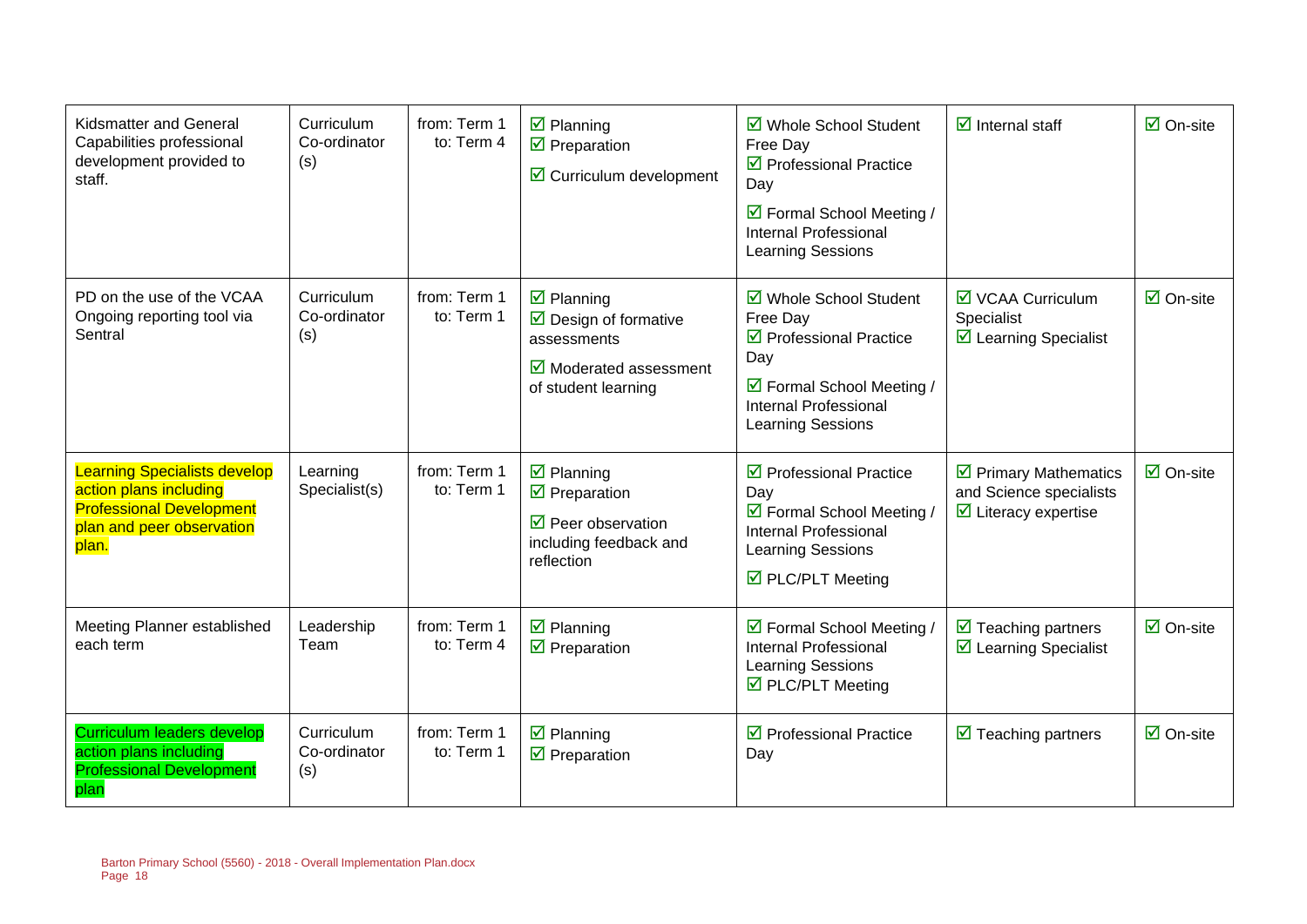| | | | | | | |
|---|---|---|---|---|---|---|
| Kidsmatter and General Capabilities professional development provided to staff. | Curriculum Co-ordinator (s) | from: Term 1<br>to: Term 4 | ☑ Planning<br>☑ Preparation<br>☑ Curriculum development | ☑ Whole School Student Free Day<br>☑ Professional Practice Day<br>☑ Formal School Meeting / Internal Professional Learning Sessions | ☑ Internal staff | ☑ On-site |
| PD on the use of the VCAA Ongoing reporting tool via Sentral | Curriculum Co-ordinator (s) | from: Term 1<br>to: Term 1 | ☑ Planning<br>☑ Design of formative assessments<br>☑ Moderated assessment of student learning | ☑ Whole School Student Free Day<br>☑ Professional Practice Day<br>☑ Formal School Meeting / Internal Professional Learning Sessions | ☑ VCAA Curriculum Specialist<br>☑ Learning Specialist | ☑ On-site |
| Learning Specialists develop action plans including Professional Development plan and peer observation plan. | Learning Specialist(s) | from: Term 1<br>to: Term 1 | ☑ Planning<br>☑ Preparation<br>☑ Peer observation including feedback and reflection | ☑ Professional Practice Day<br>☑ Formal School Meeting / Internal Professional Learning Sessions<br>☑ PLC/PLT Meeting | ☑ Primary Mathematics and Science specialists<br>☑ Literacy expertise | ☑ On-site |
| Meeting Planner established each term | Leadership Team | from: Term 1<br>to: Term 4 | ☑ Planning<br>☑ Preparation | ☑ Formal School Meeting / Internal Professional Learning Sessions<br>☑ PLC/PLT Meeting | ☑ Teaching partners<br>☑ Learning Specialist | ☑ On-site |
| Curriculum leaders develop action plans including Professional Development plan | Curriculum Co-ordinator (s) | from: Term 1<br>to: Term 1 | ☑ Planning<br>☑ Preparation | ☑ Professional Practice Day | ☑ Teaching partners | ☑ On-site |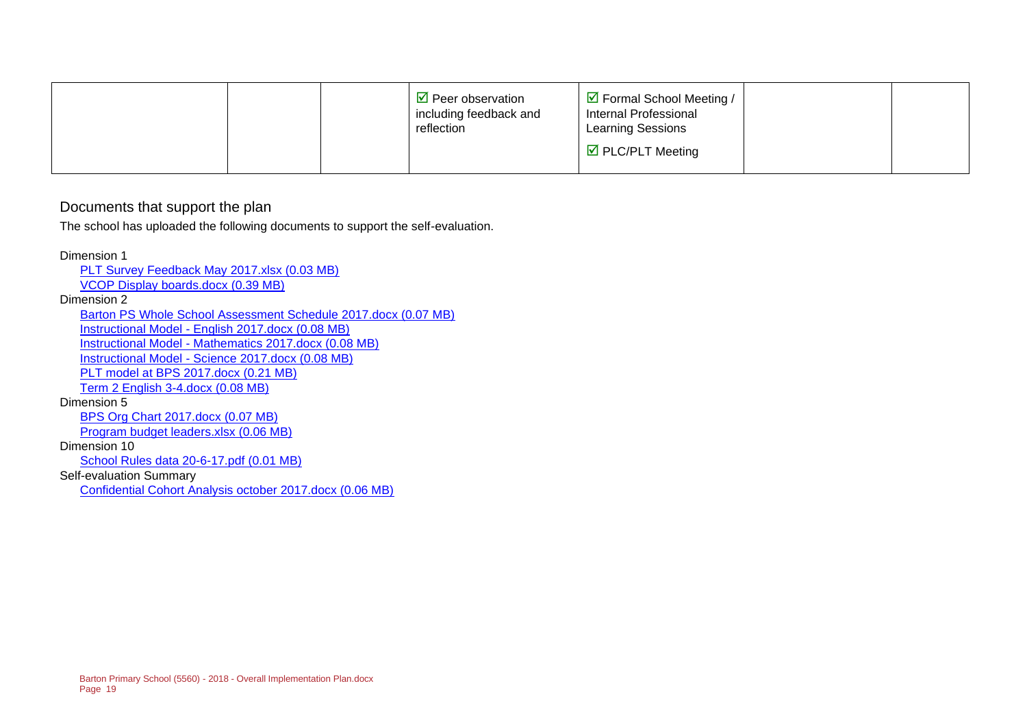| | | | | | | |
|---|---|---|---|---|---|---|
| | | | ☑ Peer observation including feedback and reflection | ☑ Formal School Meeting / Internal Professional Learning Sessions<br><br>☑ PLC/PLT Meeting | | |

## Documents that support the plan

The school has uploaded the following documents to support the self-evaluation.

Dimension 1

- PLT Survey Feedback May 2017.xlsx (0.03 MB)
- VCOP Display boards.docx (0.39 MB)

Dimension 2

- Barton PS Whole School Assessment Schedule 2017.docx (0.07 MB)
- Instructional Model - English 2017.docx (0.08 MB)
- Instructional Model - Mathematics 2017.docx (0.08 MB)
- Instructional Model - Science 2017.docx (0.08 MB)
- PLT model at BPS 2017.docx (0.21 MB)
- Term 2 English 3-4.docx (0.08 MB)

Dimension 5

- BPS Org Chart 2017.docx (0.07 MB)
- Program budget leaders.xlsx (0.06 MB)

Dimension 10

- School Rules data 20-6-17.pdf (0.01 MB)

Self-evaluation Summary

- Confidential Cohort Analysis october 2017.docx (0.06 MB)